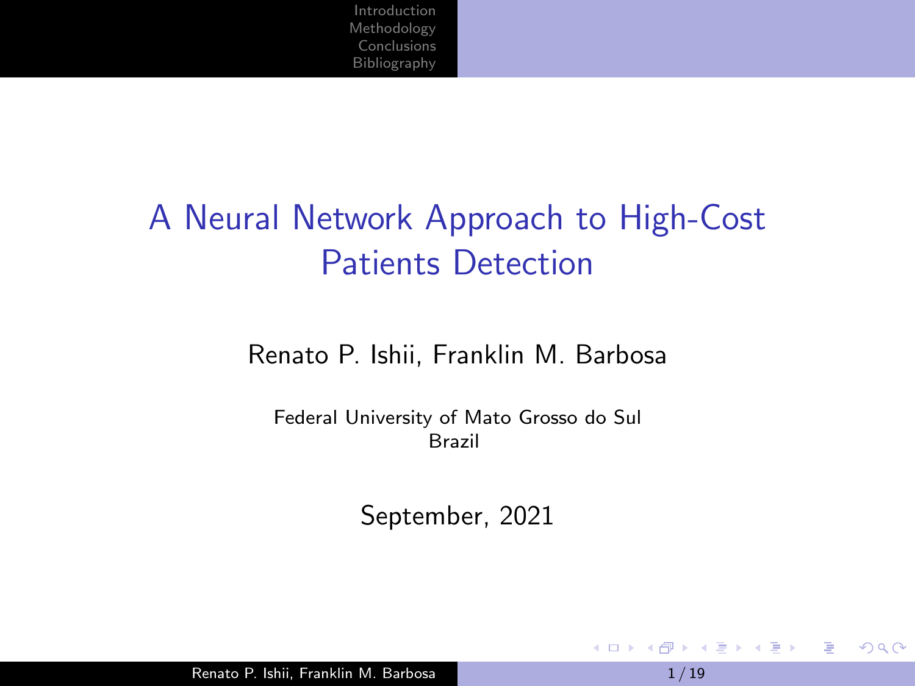# A Neural Network Approach to High-Cost Patients Detection

Renato P. Ishii, Franklin M. Barbosa

Federal University of Mato Grosso do Sul
Brazil

September, 2021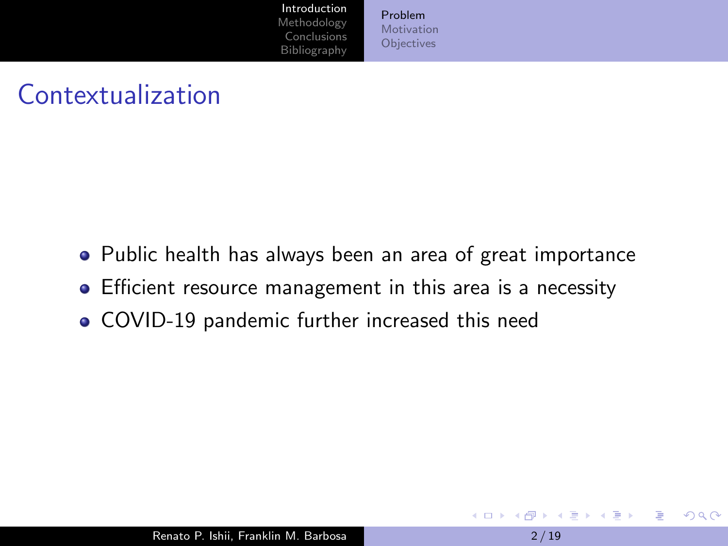# Contextualization

- Public health has always been an area of great importance
- Efficient resource management in this area is a necessity
- COVID-19 pandemic further increased this need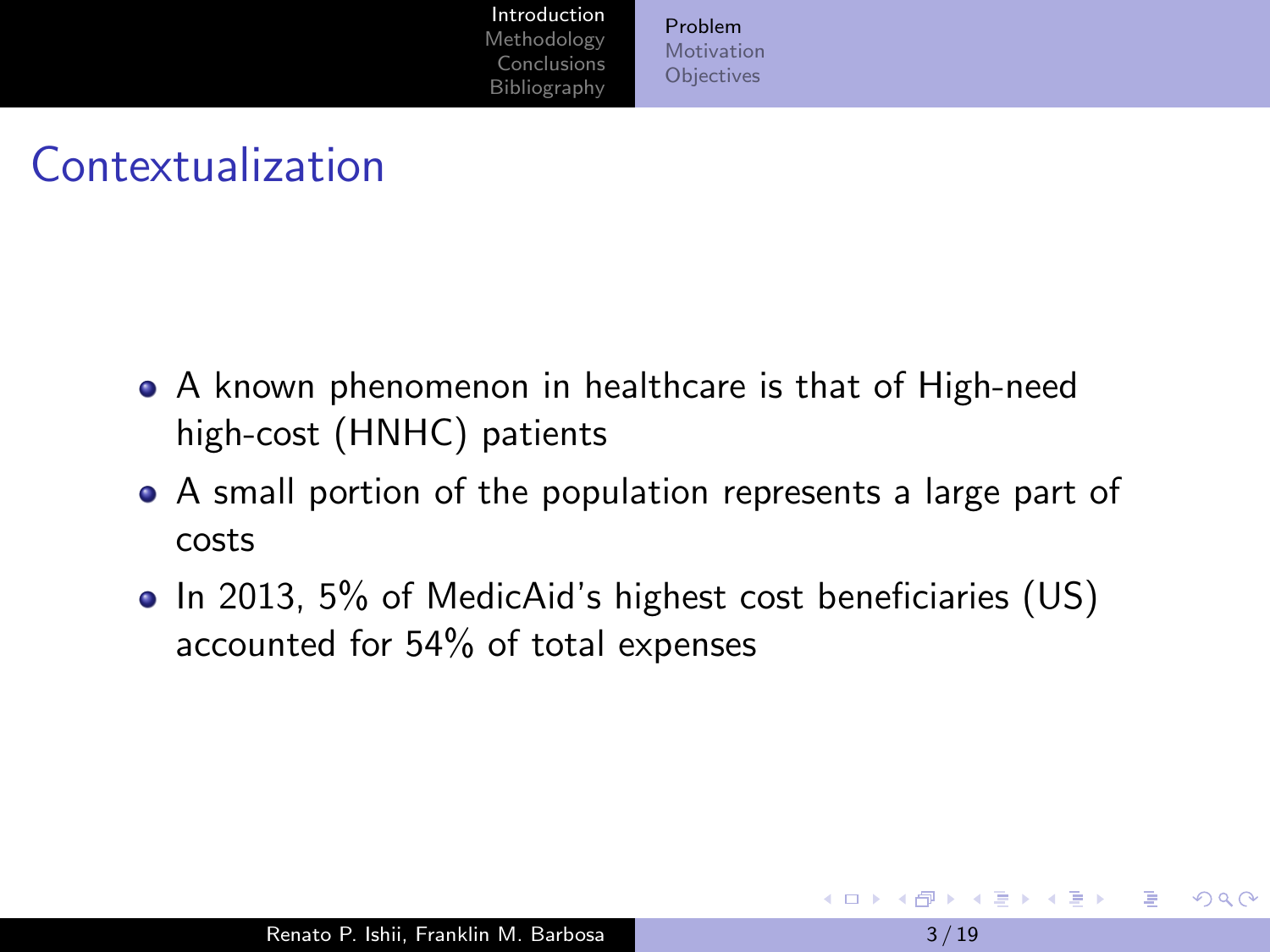# Contextualization

- A known phenomenon in healthcare is that of High-need high-cost (HNHC) patients
- A small portion of the population represents a large part of costs
- In 2013, 5% of MedicAid's highest cost beneficiaries (US) accounted for 54% of total expenses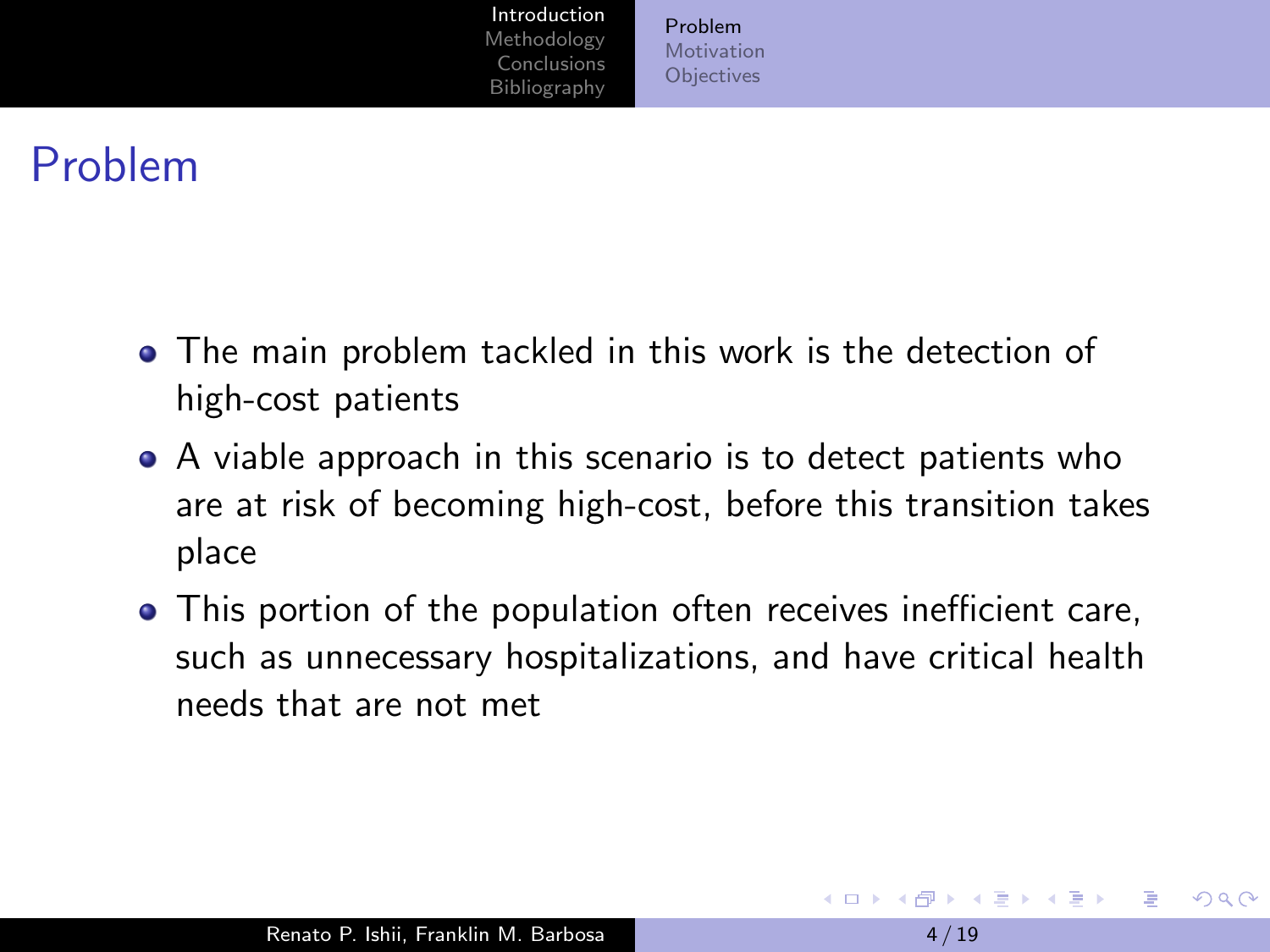# Problem

- The main problem tackled in this work is the detection of high-cost patients
- A viable approach in this scenario is to detect patients who are at risk of becoming high-cost, before this transition takes place
- This portion of the population often receives inefficient care, such as unnecessary hospitalizations, and have critical health needs that are not met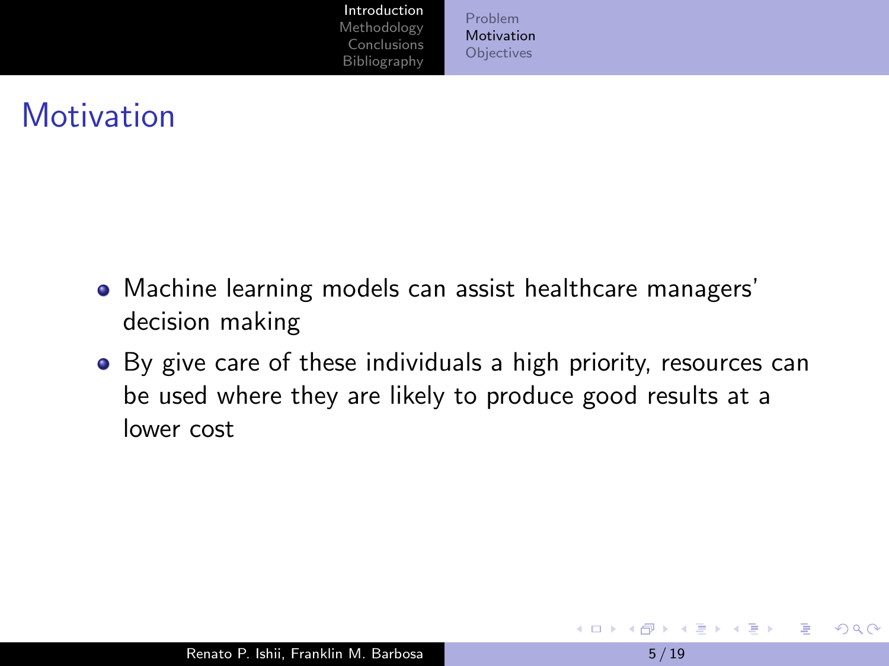# Motivation

- Machine learning models can assist healthcare managers' decision making
- By give care of these individuals a high priority, resources can be used where they are likely to produce good results at a lower cost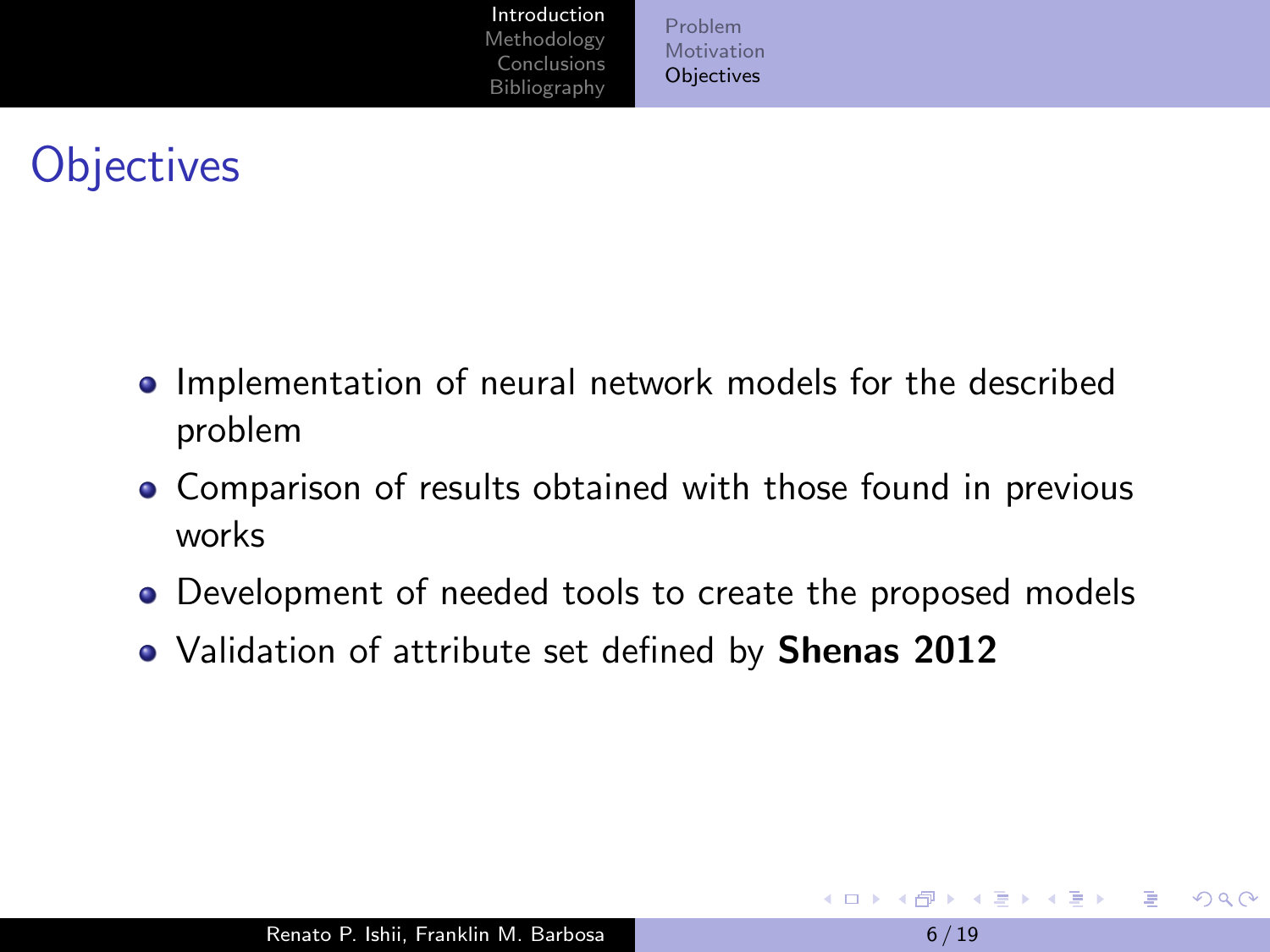# Objectives

- Implementation of neural network models for the described problem
- Comparison of results obtained with those found in previous works
- Development of needed tools to create the proposed models
- Validation of attribute set defined by **Shenas 2012**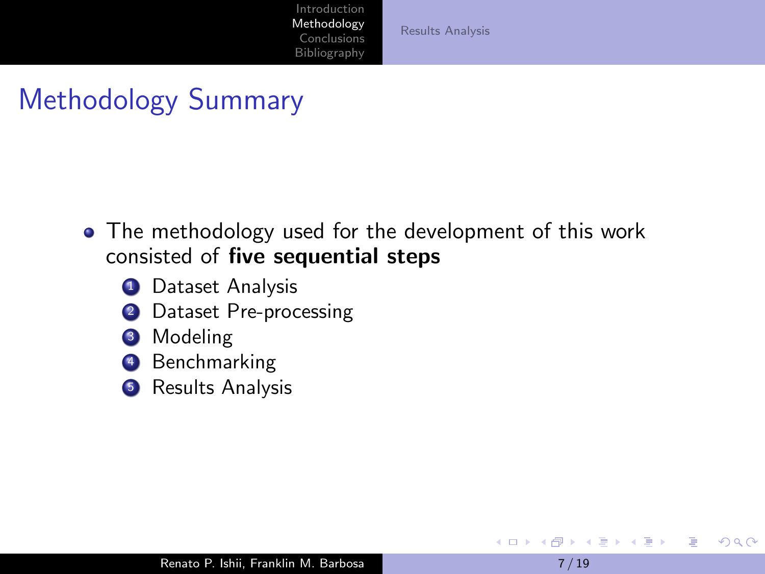# Methodology Summary

- The methodology used for the development of this work consisted of **five sequential steps**
  1. Dataset Analysis
  2. Dataset Pre-processing
  3. Modeling
  4. Benchmarking
  5. Results Analysis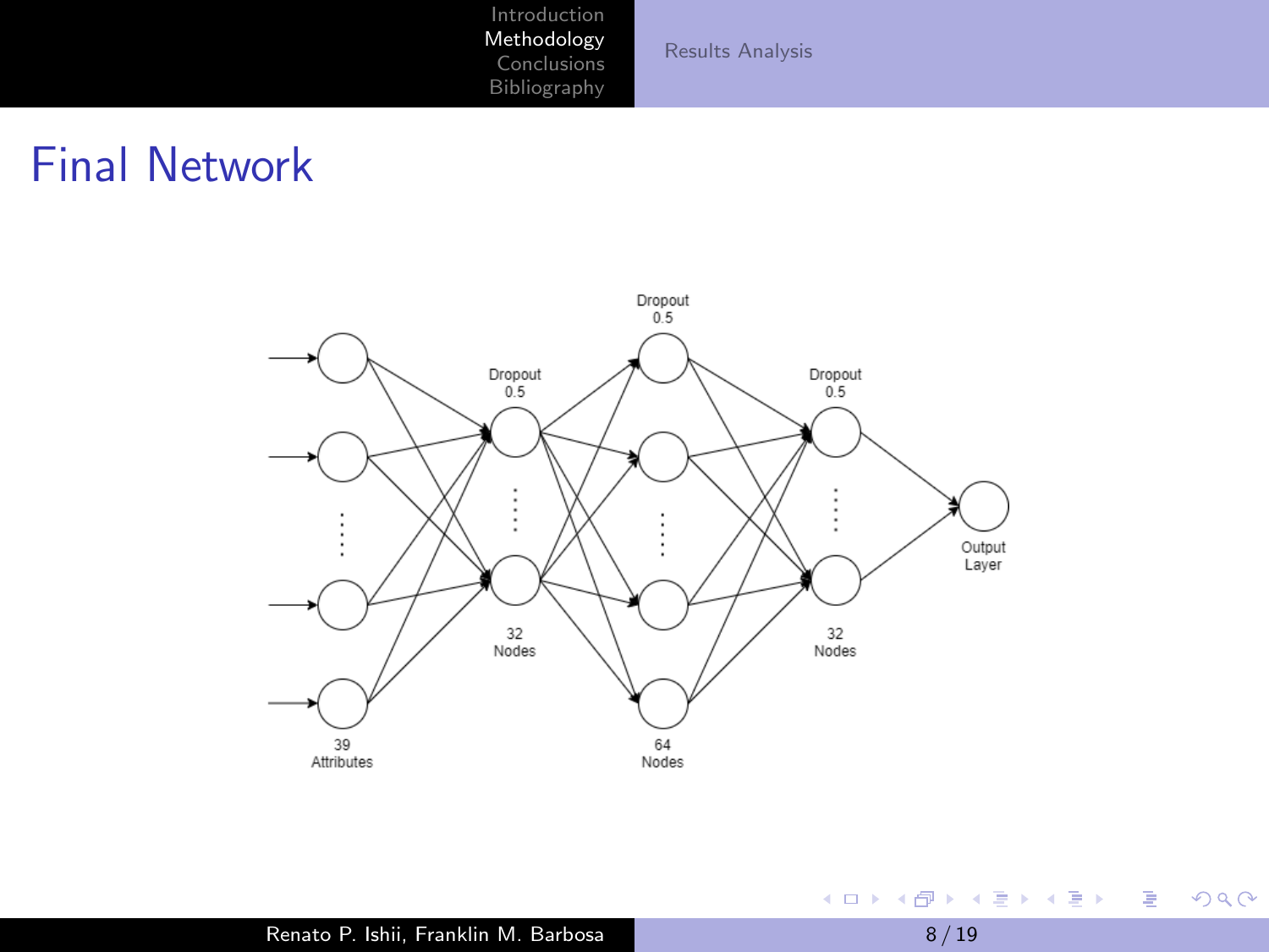# Final Network

39 Attributes

Dropout 0.5

32 Nodes

Dropout 0.5

64 Nodes

Dropout 0.5

32 Nodes

Output Layer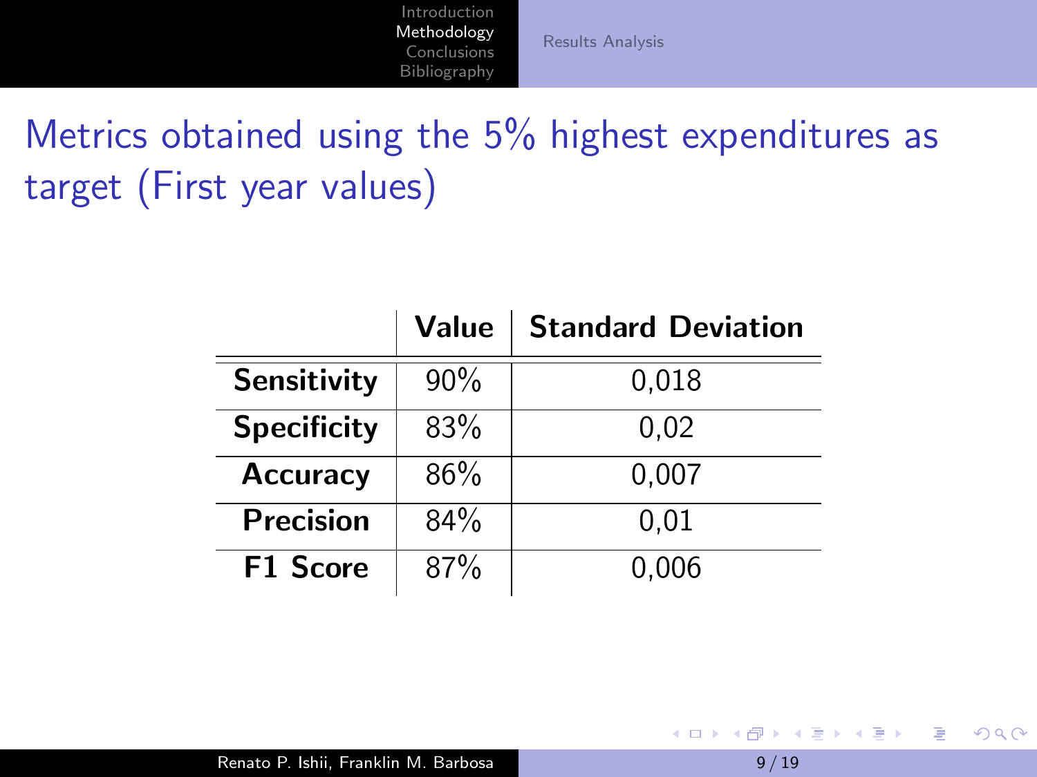# Metrics obtained using the 5% highest expenditures as target (First year values)

| | Value | Standard Deviation |
|---|---|---|
| **Sensitivity** | 90% | 0,018 |
| **Specificity** | 83% | 0,02 |
| **Accuracy** | 86% | 0,007 |
| **Precision** | 84% | 0,01 |
| **F1 Score** | 87% | 0,006 |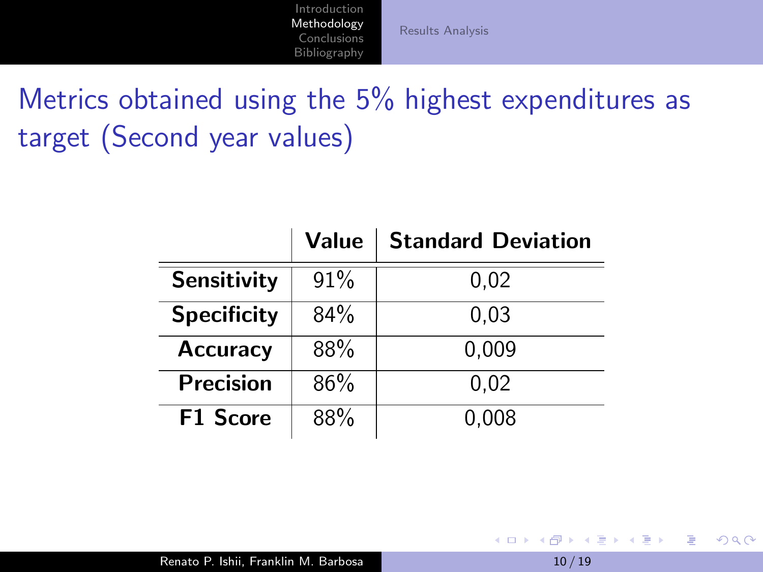# Metrics obtained using the 5% highest expenditures as target (Second year values)

| | Value | Standard Deviation |
|---|---|---|
| **Sensitivity** | 91% | 0,02 |
| **Specificity** | 84% | 0,03 |
| **Accuracy** | 88% | 0,009 |
| **Precision** | 86% | 0,02 |
| **F1 Score** | 88% | 0,008 |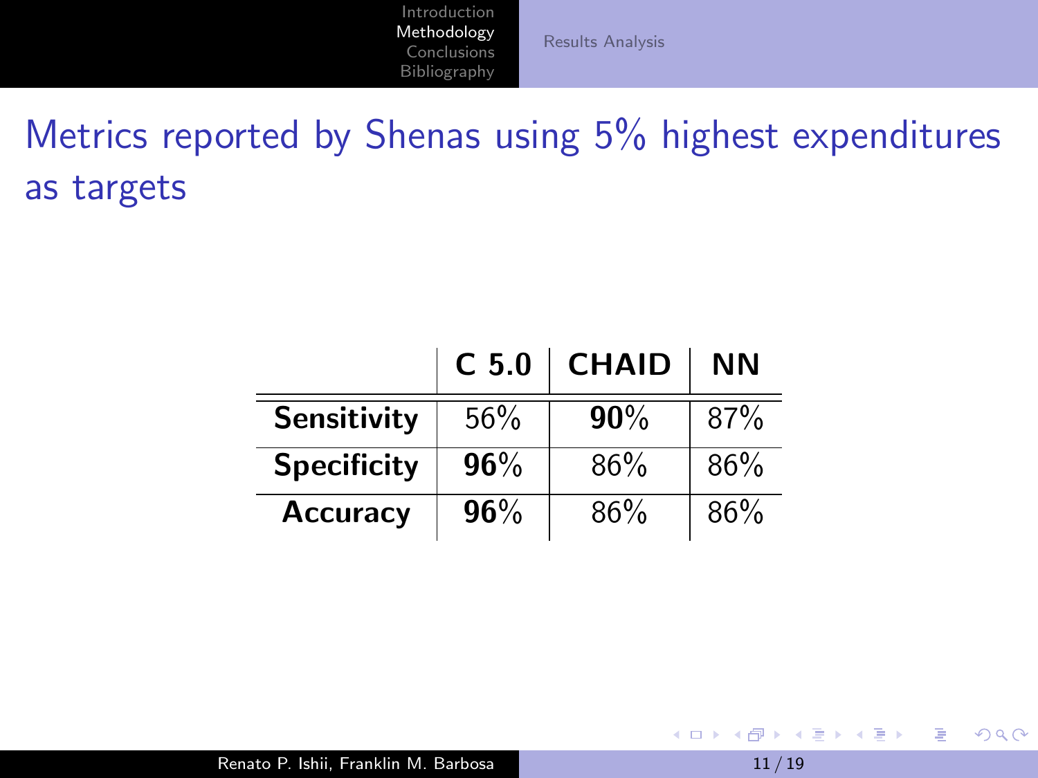# Metrics reported by Shenas using 5% highest expenditures as targets

| | **C 5.0** | **CHAID** | **NN** |
|---|---|---|---|
| **Sensitivity** | 56% | **90**% | 87% |
| **Specificity** | **96**% | 86% | 86% |
| **Accuracy** | **96**% | 86% | 86% |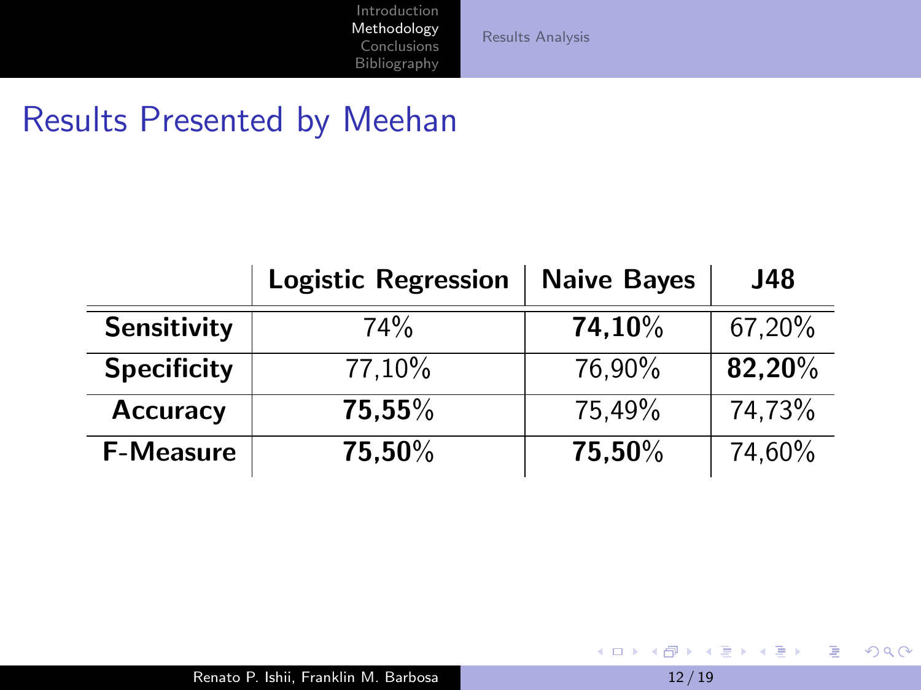# Results Presented by Meehan

| | Logistic Regression | Naive Bayes | J48 |
|---|---|---|---|
| **Sensitivity** | 74% | **74,10%** | 67,20% |
| **Specificity** | 77,10% | 76,90% | **82,20%** |
| **Accuracy** | **75,55%** | 75,49% | 74,73% |
| **F-Measure** | **75,50%** | **75,50%** | 74,60% |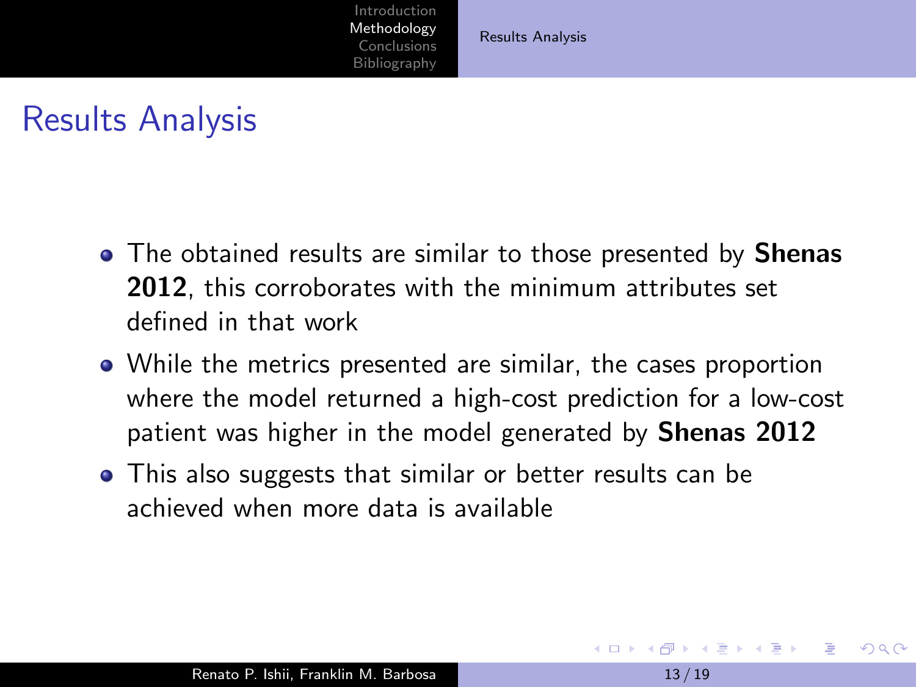# Results Analysis

- The obtained results are similar to those presented by **Shenas 2012**, this corroborates with the minimum attributes set defined in that work
- While the metrics presented are similar, the cases proportion where the model returned a high-cost prediction for a low-cost patient was higher in the model generated by **Shenas 2012**
- This also suggests that similar or better results can be achieved when more data is available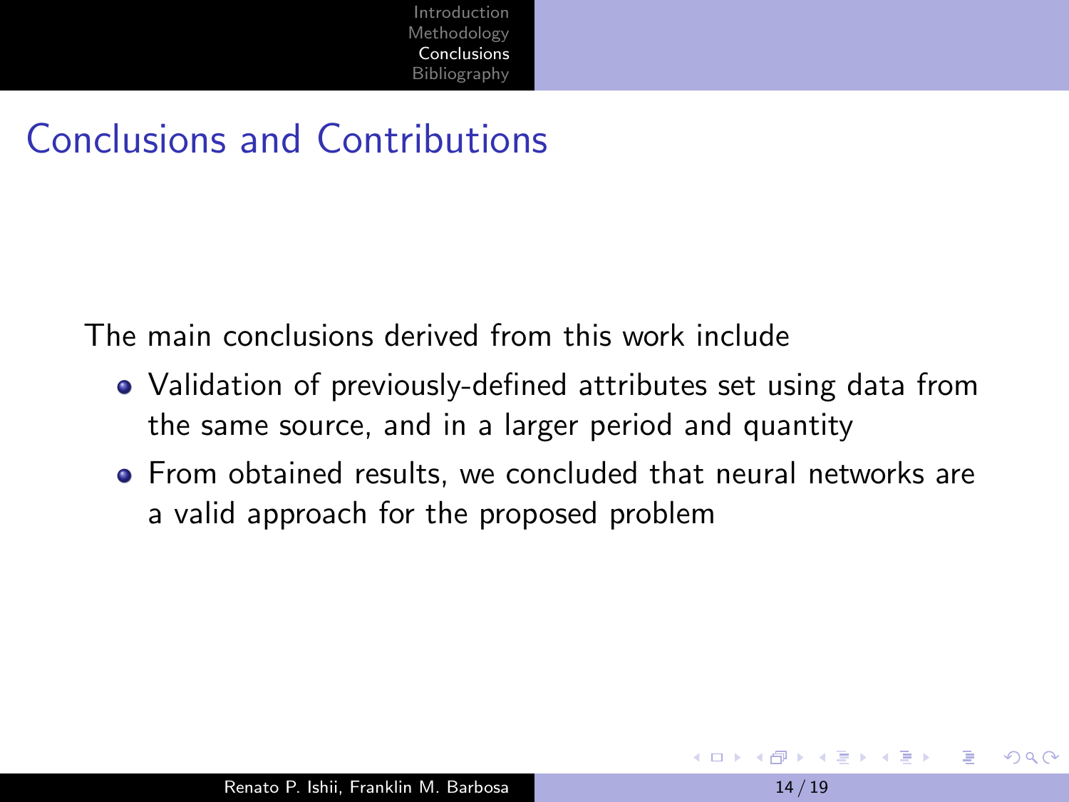# Conclusions and Contributions

The main conclusions derived from this work include

- Validation of previously-defined attributes set using data from the same source, and in a larger period and quantity
- From obtained results, we concluded that neural networks are a valid approach for the proposed problem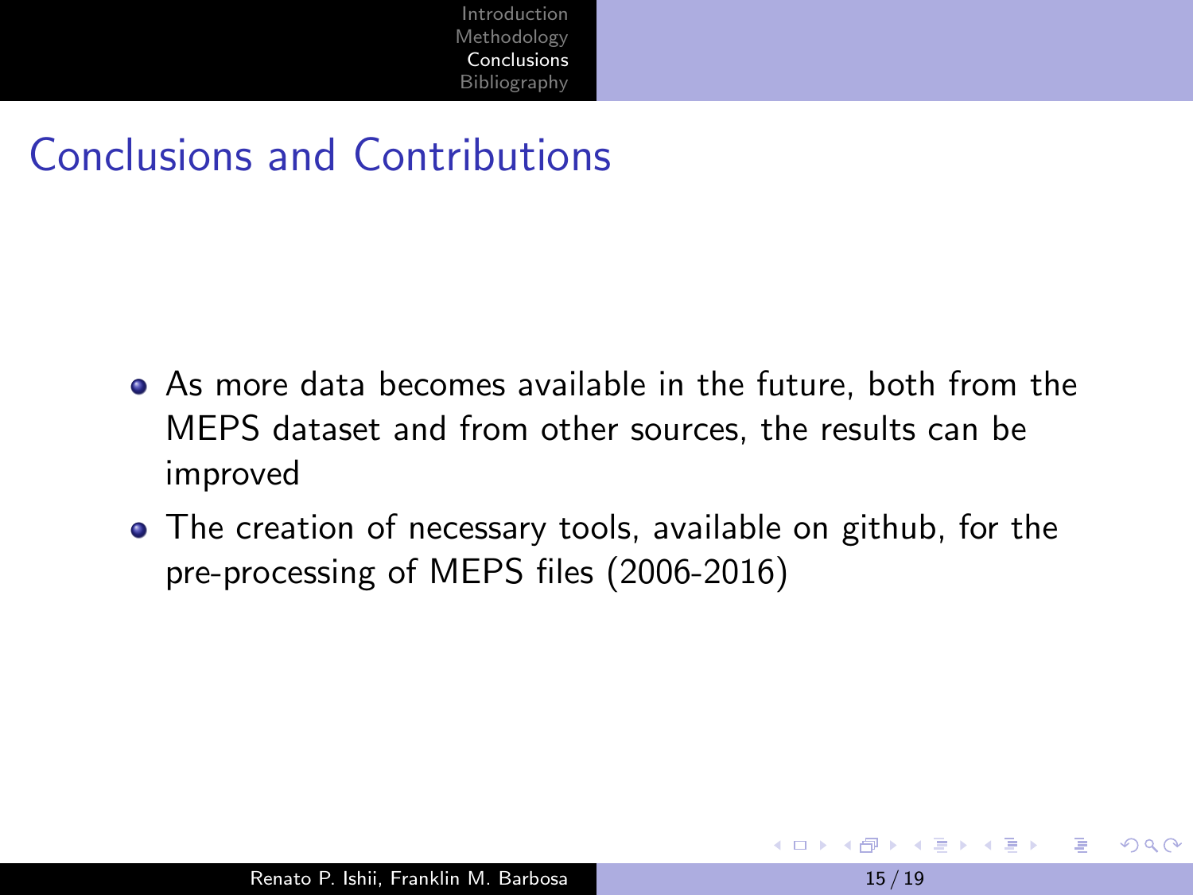# Conclusions and Contributions

- As more data becomes available in the future, both from the MEPS dataset and from other sources, the results can be improved
- The creation of necessary tools, available on github, for the pre-processing of MEPS files (2006-2016)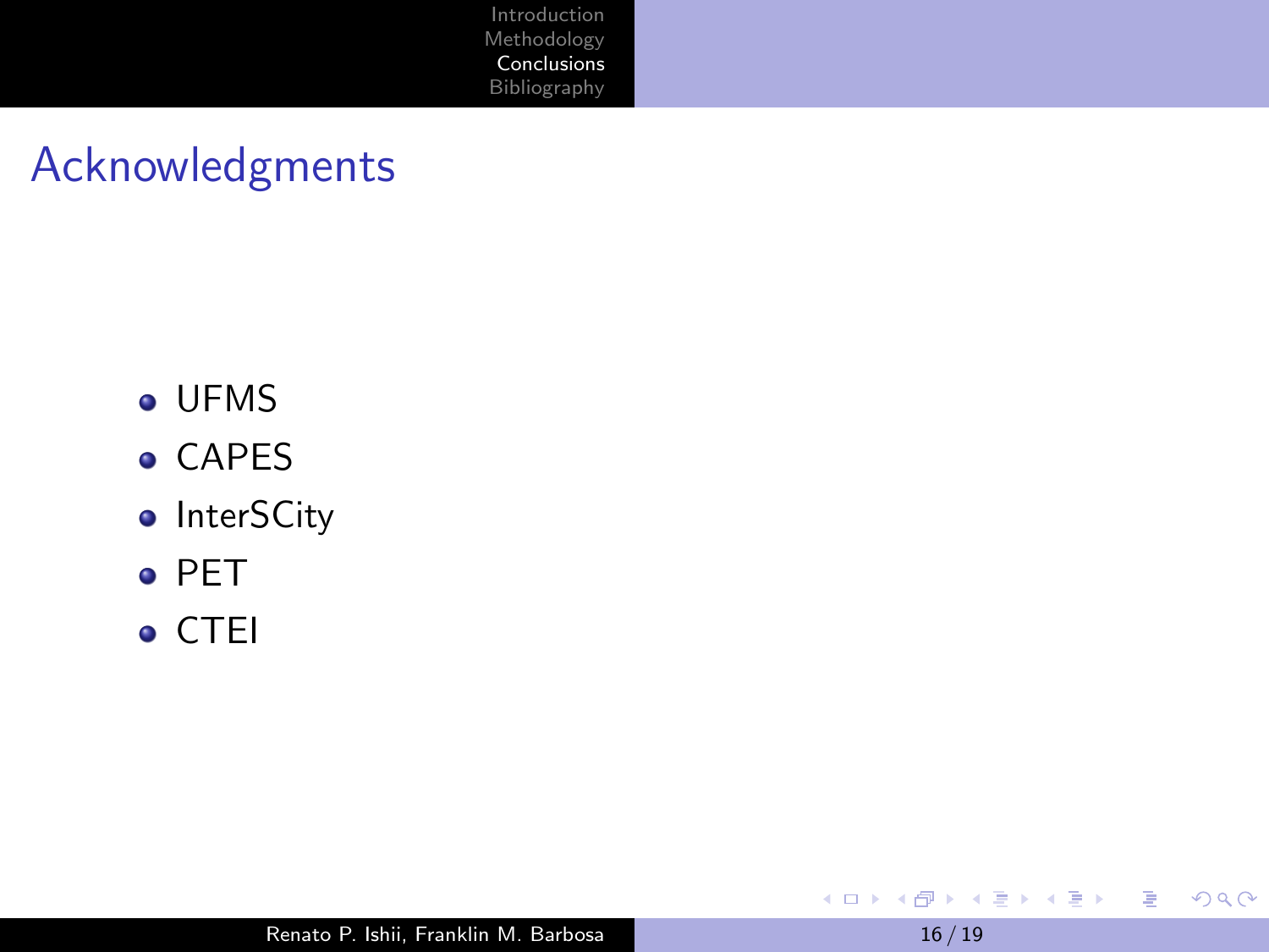## Acknowledgments

- UFMS
- CAPES
- InterSCity
- PET
- CTEI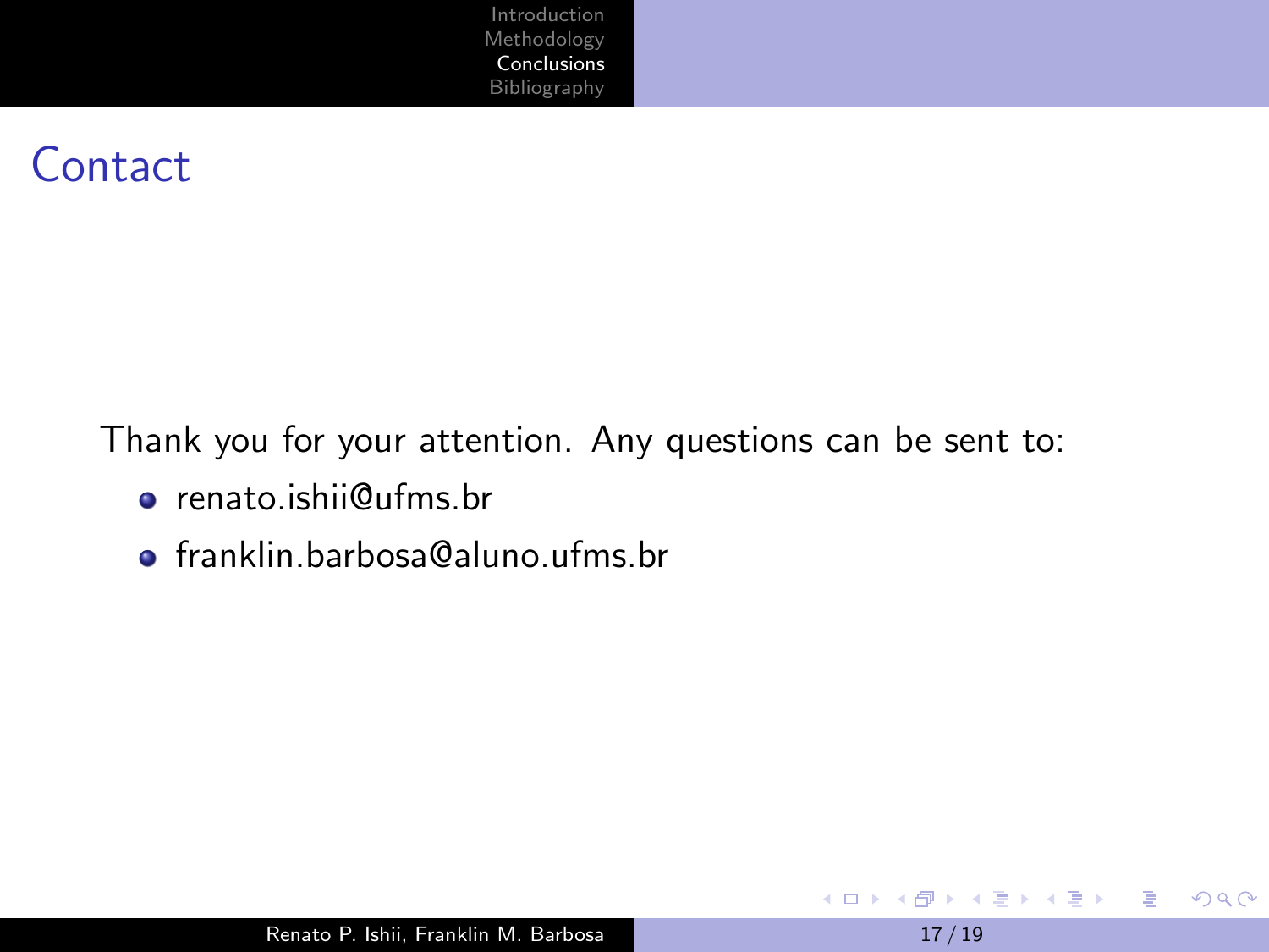# Contact

Thank you for your attention. Any questions can be sent to:

- renato.ishii@ufms.br
- franklin.barbosa@aluno.ufms.br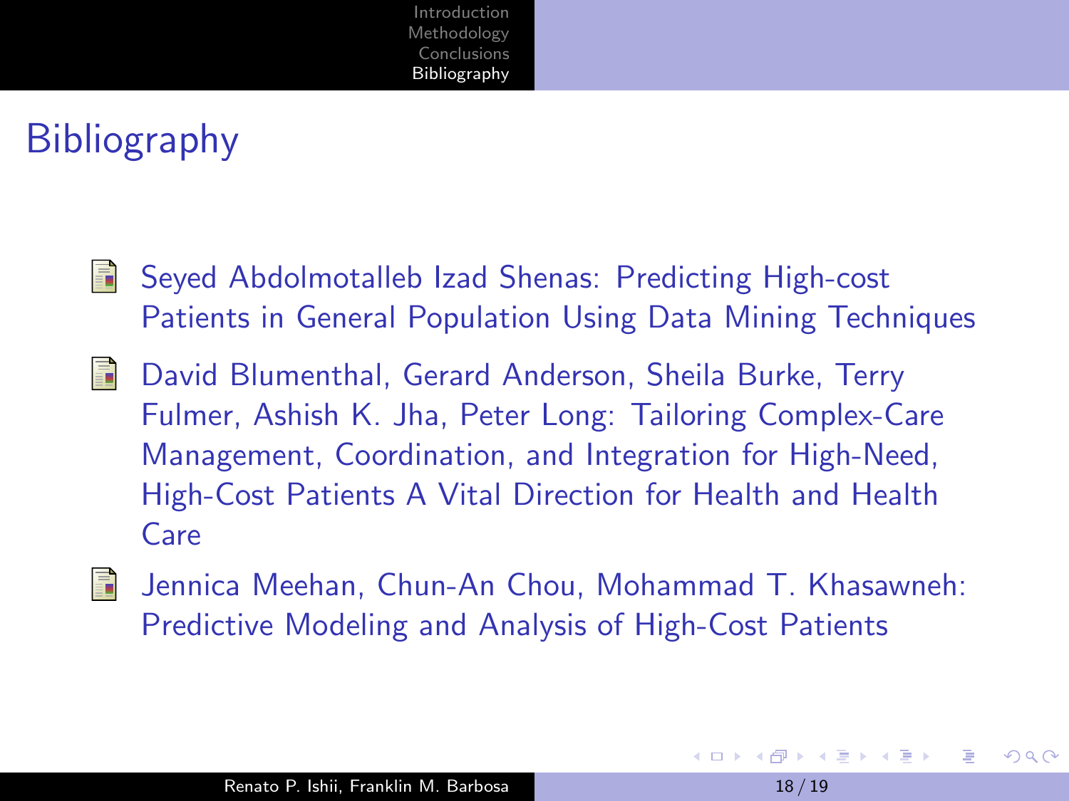# Bibliography

- Seyed Abdolmotalleb Izad Shenas: Predicting High-cost Patients in General Population Using Data Mining Techniques
- David Blumenthal, Gerard Anderson, Sheila Burke, Terry Fulmer, Ashish K. Jha, Peter Long: Tailoring Complex-Care Management, Coordination, and Integration for High-Need, High-Cost Patients A Vital Direction for Health and Health Care
- Jennica Meehan, Chun-An Chou, Mohammad T. Khasawneh: Predictive Modeling and Analysis of High-Cost Patients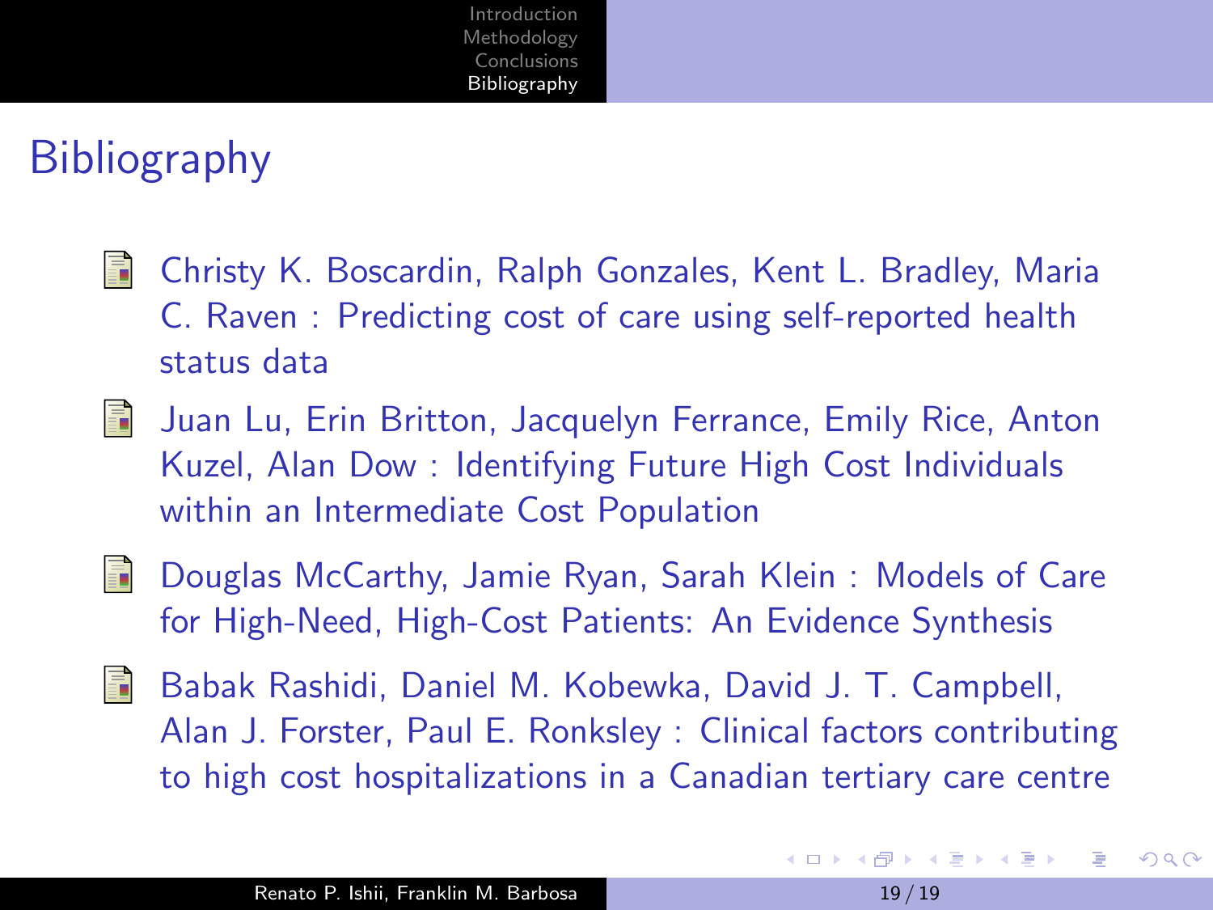# Bibliography

- Christy K. Boscardin, Ralph Gonzales, Kent L. Bradley, Maria C. Raven : Predicting cost of care using self-reported health status data
- Juan Lu, Erin Britton, Jacquelyn Ferrance, Emily Rice, Anton Kuzel, Alan Dow : Identifying Future High Cost Individuals within an Intermediate Cost Population
- Douglas McCarthy, Jamie Ryan, Sarah Klein : Models of Care for High-Need, High-Cost Patients: An Evidence Synthesis
- Babak Rashidi, Daniel M. Kobewka, David J. T. Campbell, Alan J. Forster, Paul E. Ronksley : Clinical factors contributing to high cost hospitalizations in a Canadian tertiary care centre